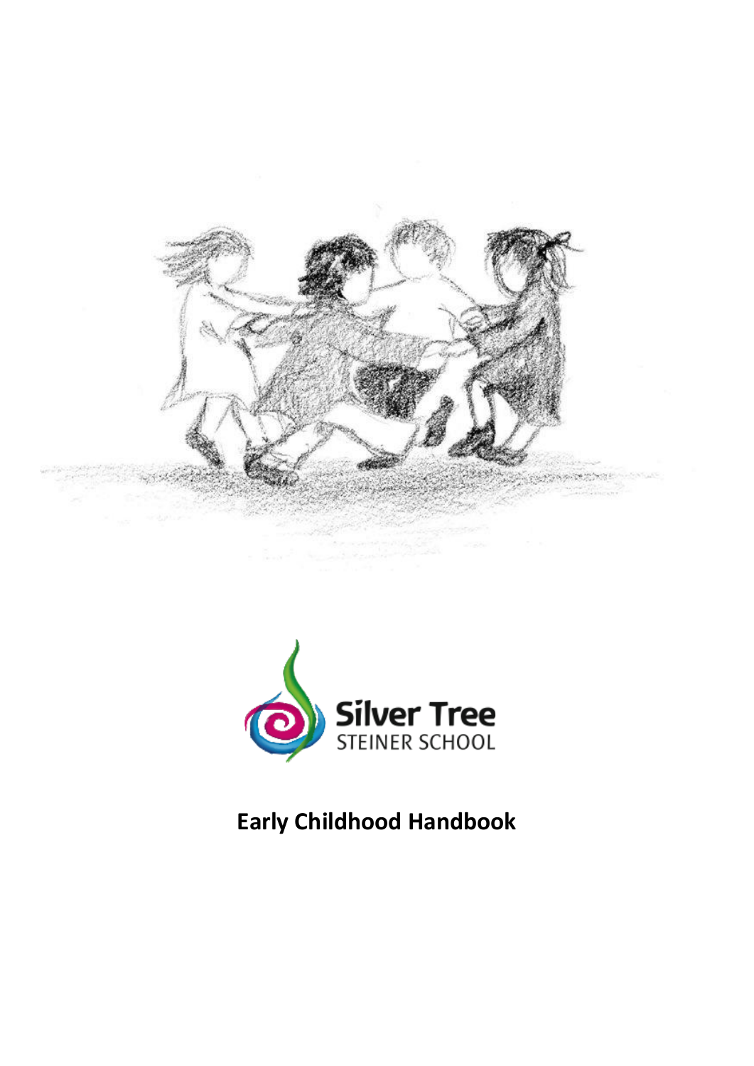Silver Tree
STEINER SCHOOL

# Early Childhood Handbook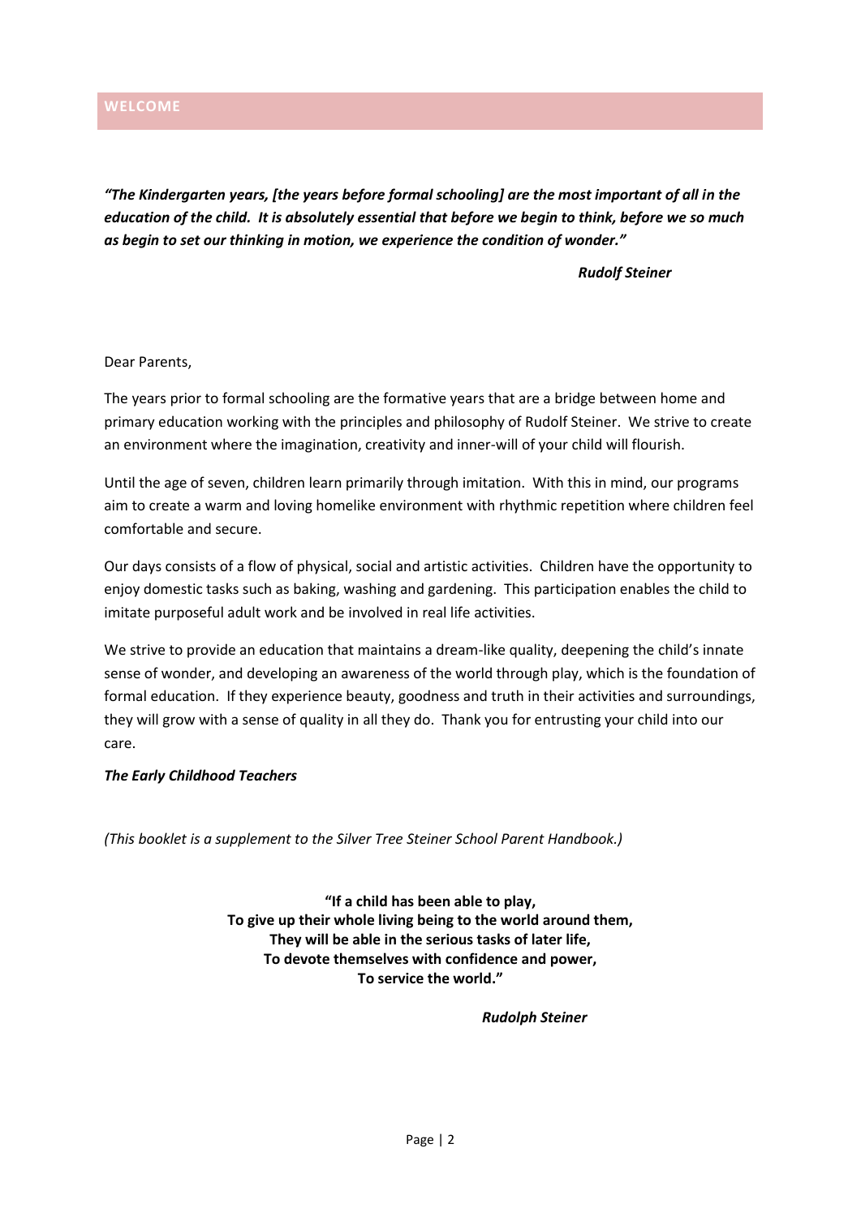## WELCOME

***"The Kindergarten years, [the years before formal schooling] are the most important of all in the education of the child. It is absolutely essential that before we begin to think, before we so much as begin to set our thinking in motion, we experience the condition of wonder."***

***Rudolf Steiner***

Dear Parents,

The years prior to formal schooling are the formative years that are a bridge between home and primary education working with the principles and philosophy of Rudolf Steiner. We strive to create an environment where the imagination, creativity and inner-will of your child will flourish.

Until the age of seven, children learn primarily through imitation. With this in mind, our programs aim to create a warm and loving homelike environment with rhythmic repetition where children feel comfortable and secure.

Our days consists of a flow of physical, social and artistic activities. Children have the opportunity to enjoy domestic tasks such as baking, washing and gardening. This participation enables the child to imitate purposeful adult work and be involved in real life activities.

We strive to provide an education that maintains a dream-like quality, deepening the child's innate sense of wonder, and developing an awareness of the world through play, which is the foundation of formal education. If they experience beauty, goodness and truth in their activities and surroundings, they will grow with a sense of quality in all they do. Thank you for entrusting your child into our care.

***The Early Childhood Teachers***

*(This booklet is a supplement to the Silver Tree Steiner School Parent Handbook.)*

**"If a child has been able to play,**
**To give up their whole living being to the world around them,**
**They will be able in the serious tasks of later life,**
**To devote themselves with confidence and power,**
**To service the world."**

***Rudolph Steiner***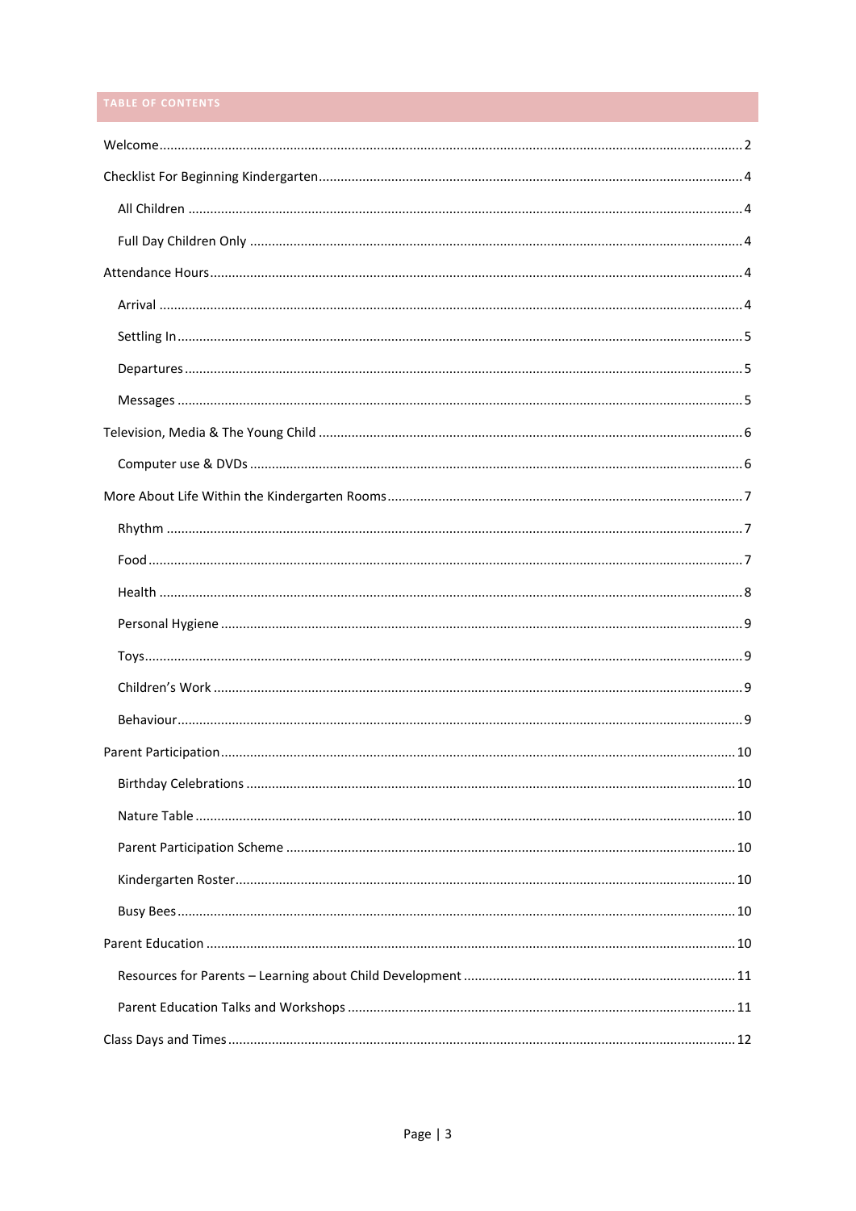## TABLE OF CONTENTS

- Welcome ... 2
- Checklist For Beginning Kindergarten ... 4
  - All Children ... 4
  - Full Day Children Only ... 4
- Attendance Hours ... 4
  - Arrival ... 4
  - Settling In ... 5
  - Departures ... 5
  - Messages ... 5
- Television, Media & The Young Child ... 6
  - Computer use & DVDs ... 6
- More About Life Within the Kindergarten Rooms ... 7
  - Rhythm ... 7
  - Food ... 7
  - Health ... 8
  - Personal Hygiene ... 9
  - Toys ... 9
  - Children's Work ... 9
  - Behaviour ... 9
- Parent Participation ... 10
  - Birthday Celebrations ... 10
  - Nature Table ... 10
  - Parent Participation Scheme ... 10
  - Kindergarten Roster ... 10
  - Busy Bees ... 10
- Parent Education ... 10
  - Resources for Parents – Learning about Child Development ... 11
  - Parent Education Talks and Workshops ... 11
- Class Days and Times ... 12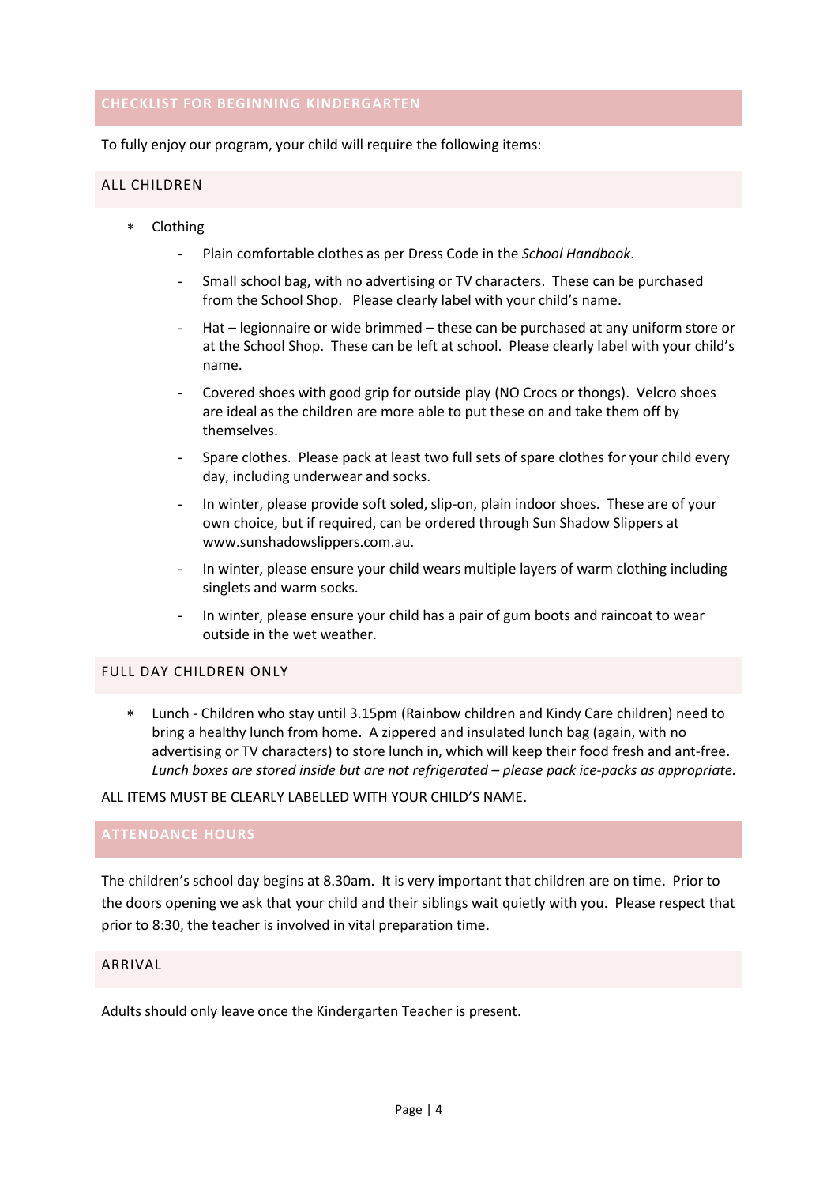## CHECKLIST FOR BEGINNING KINDERGARTEN

To fully enjoy our program, your child will require the following items:

### ALL CHILDREN

* Clothing
    - Plain comfortable clothes as per Dress Code in the *School Handbook*.
    - Small school bag, with no advertising or TV characters. These can be purchased from the School Shop. Please clearly label with your child's name.
    - Hat – legionnaire or wide brimmed – these can be purchased at any uniform store or at the School Shop. These can be left at school. Please clearly label with your child's name.
    - Covered shoes with good grip for outside play (NO Crocs or thongs). Velcro shoes are ideal as the children are more able to put these on and take them off by themselves.
    - Spare clothes. Please pack at least two full sets of spare clothes for your child every day, including underwear and socks.
    - In winter, please provide soft soled, slip-on, plain indoor shoes. These are of your own choice, but if required, can be ordered through Sun Shadow Slippers at www.sunshadowslippers.com.au.
    - In winter, please ensure your child wears multiple layers of warm clothing including singlets and warm socks.
    - In winter, please ensure your child has a pair of gum boots and raincoat to wear outside in the wet weather.

### FULL DAY CHILDREN ONLY

* Lunch - Children who stay until 3.15pm (Rainbow children and Kindy Care children) need to bring a healthy lunch from home. A zippered and insulated lunch bag (again, with no advertising or TV characters) to store lunch in, which will keep their food fresh and ant-free. *Lunch boxes are stored inside but are not refrigerated – please pack ice-packs as appropriate.*

ALL ITEMS MUST BE CLEARLY LABELLED WITH YOUR CHILD'S NAME.

## ATTENDANCE HOURS

The children's school day begins at 8.30am. It is very important that children are on time. Prior to the doors opening we ask that your child and their siblings wait quietly with you. Please respect that prior to 8:30, the teacher is involved in vital preparation time.

### ARRIVAL

Adults should only leave once the Kindergarten Teacher is present.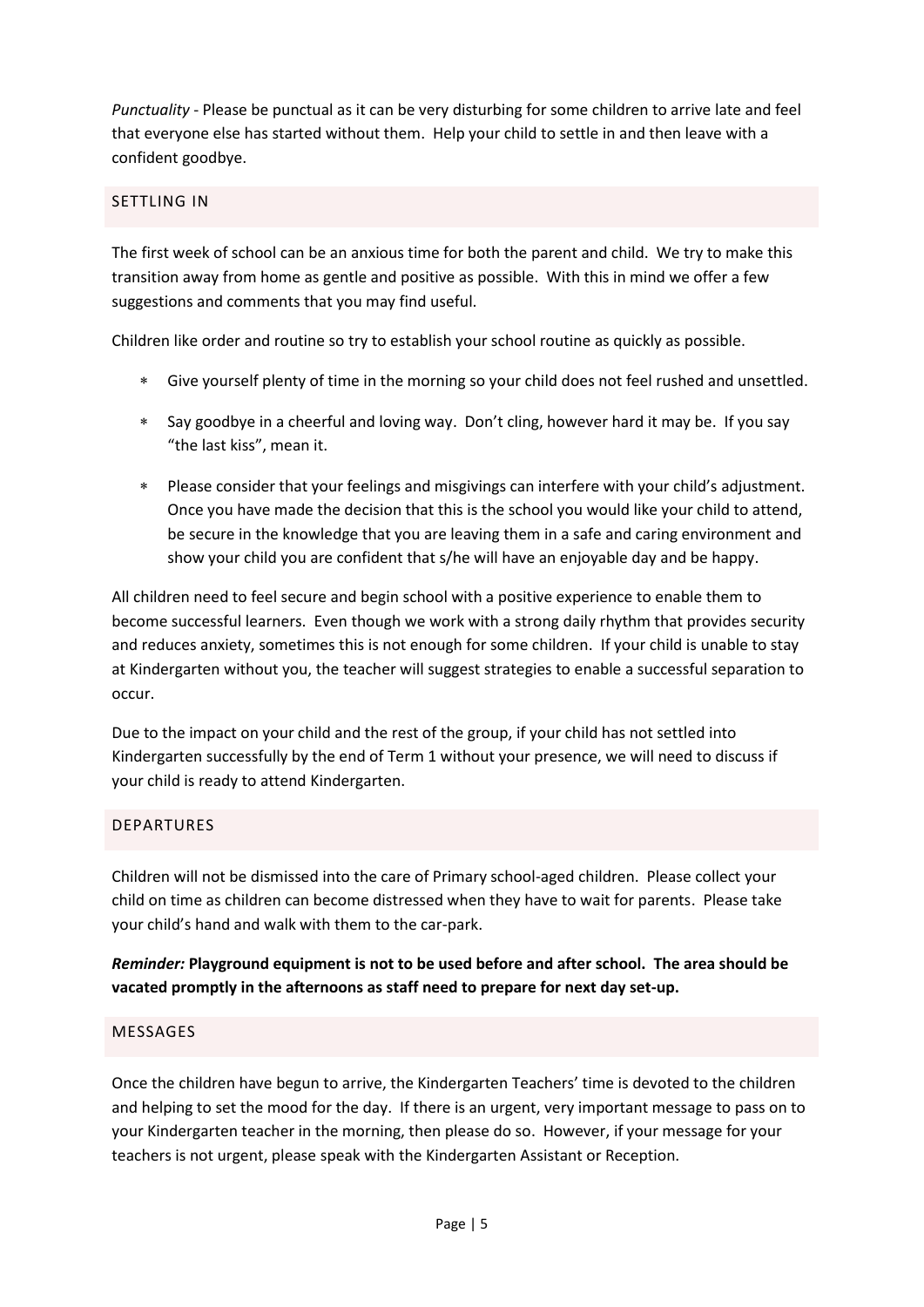*Punctuality* - Please be punctual as it can be very disturbing for some children to arrive late and feel that everyone else has started without them. Help your child to settle in and then leave with a confident goodbye.

## SETTLING IN

The first week of school can be an anxious time for both the parent and child. We try to make this transition away from home as gentle and positive as possible. With this in mind we offer a few suggestions and comments that you may find useful.

Children like order and routine so try to establish your school routine as quickly as possible.

* Give yourself plenty of time in the morning so your child does not feel rushed and unsettled.
* Say goodbye in a cheerful and loving way. Don't cling, however hard it may be. If you say "the last kiss", mean it.
* Please consider that your feelings and misgivings can interfere with your child's adjustment. Once you have made the decision that this is the school you would like your child to attend, be secure in the knowledge that you are leaving them in a safe and caring environment and show your child you are confident that s/he will have an enjoyable day and be happy.

All children need to feel secure and begin school with a positive experience to enable them to become successful learners. Even though we work with a strong daily rhythm that provides security and reduces anxiety, sometimes this is not enough for some children. If your child is unable to stay at Kindergarten without you, the teacher will suggest strategies to enable a successful separation to occur.

Due to the impact on your child and the rest of the group, if your child has not settled into Kindergarten successfully by the end of Term 1 without your presence, we will need to discuss if your child is ready to attend Kindergarten.

## DEPARTURES

Children will not be dismissed into the care of Primary school-aged children. Please collect your child on time as children can become distressed when they have to wait for parents. Please take your child's hand and walk with them to the car-park.

***Reminder:* Playground equipment is not to be used before and after school. The area should be vacated promptly in the afternoons as staff need to prepare for next day set-up.**

## MESSAGES

Once the children have begun to arrive, the Kindergarten Teachers' time is devoted to the children and helping to set the mood for the day. If there is an urgent, very important message to pass on to your Kindergarten teacher in the morning, then please do so. However, if your message for your teachers is not urgent, please speak with the Kindergarten Assistant or Reception.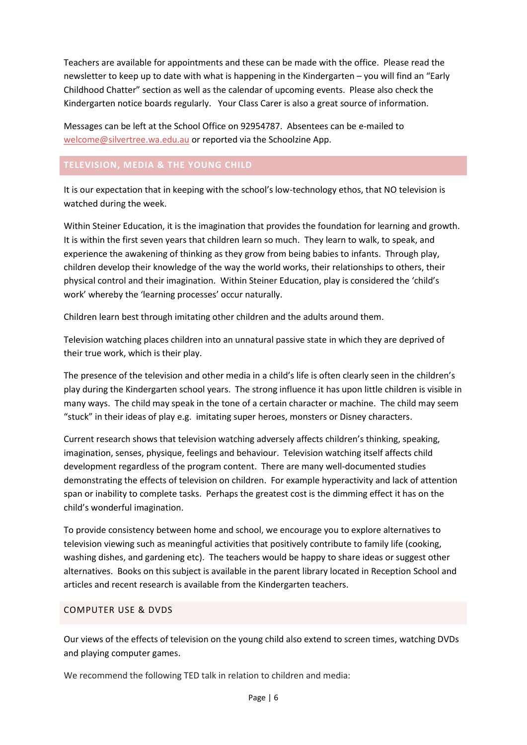Teachers are available for appointments and these can be made with the office. Please read the newsletter to keep up to date with what is happening in the Kindergarten – you will find an "Early Childhood Chatter" section as well as the calendar of upcoming events. Please also check the Kindergarten notice boards regularly. Your Class Carer is also a great source of information.

Messages can be left at the School Office on 92954787. Absentees can be e-mailed to welcome@silvertree.wa.edu.au or reported via the Schoolzine App.

## TELEVISION, MEDIA & THE YOUNG CHILD

It is our expectation that in keeping with the school's low-technology ethos, that NO television is watched during the week.

Within Steiner Education, it is the imagination that provides the foundation for learning and growth. It is within the first seven years that children learn so much. They learn to walk, to speak, and experience the awakening of thinking as they grow from being babies to infants. Through play, children develop their knowledge of the way the world works, their relationships to others, their physical control and their imagination. Within Steiner Education, play is considered the 'child's work' whereby the 'learning processes' occur naturally.

Children learn best through imitating other children and the adults around them.

Television watching places children into an unnatural passive state in which they are deprived of their true work, which is their play.

The presence of the television and other media in a child's life is often clearly seen in the children's play during the Kindergarten school years. The strong influence it has upon little children is visible in many ways. The child may speak in the tone of a certain character or machine. The child may seem "stuck" in their ideas of play e.g. imitating super heroes, monsters or Disney characters.

Current research shows that television watching adversely affects children's thinking, speaking, imagination, senses, physique, feelings and behaviour. Television watching itself affects child development regardless of the program content. There are many well-documented studies demonstrating the effects of television on children. For example hyperactivity and lack of attention span or inability to complete tasks. Perhaps the greatest cost is the dimming effect it has on the child's wonderful imagination.

To provide consistency between home and school, we encourage you to explore alternatives to television viewing such as meaningful activities that positively contribute to family life (cooking, washing dishes, and gardening etc). The teachers would be happy to share ideas or suggest other alternatives. Books on this subject is available in the parent library located in Reception School and articles and recent research is available from the Kindergarten teachers.

### COMPUTER USE & DVDS

Our views of the effects of television on the young child also extend to screen times, watching DVDs and playing computer games.

We recommend the following TED talk in relation to children and media: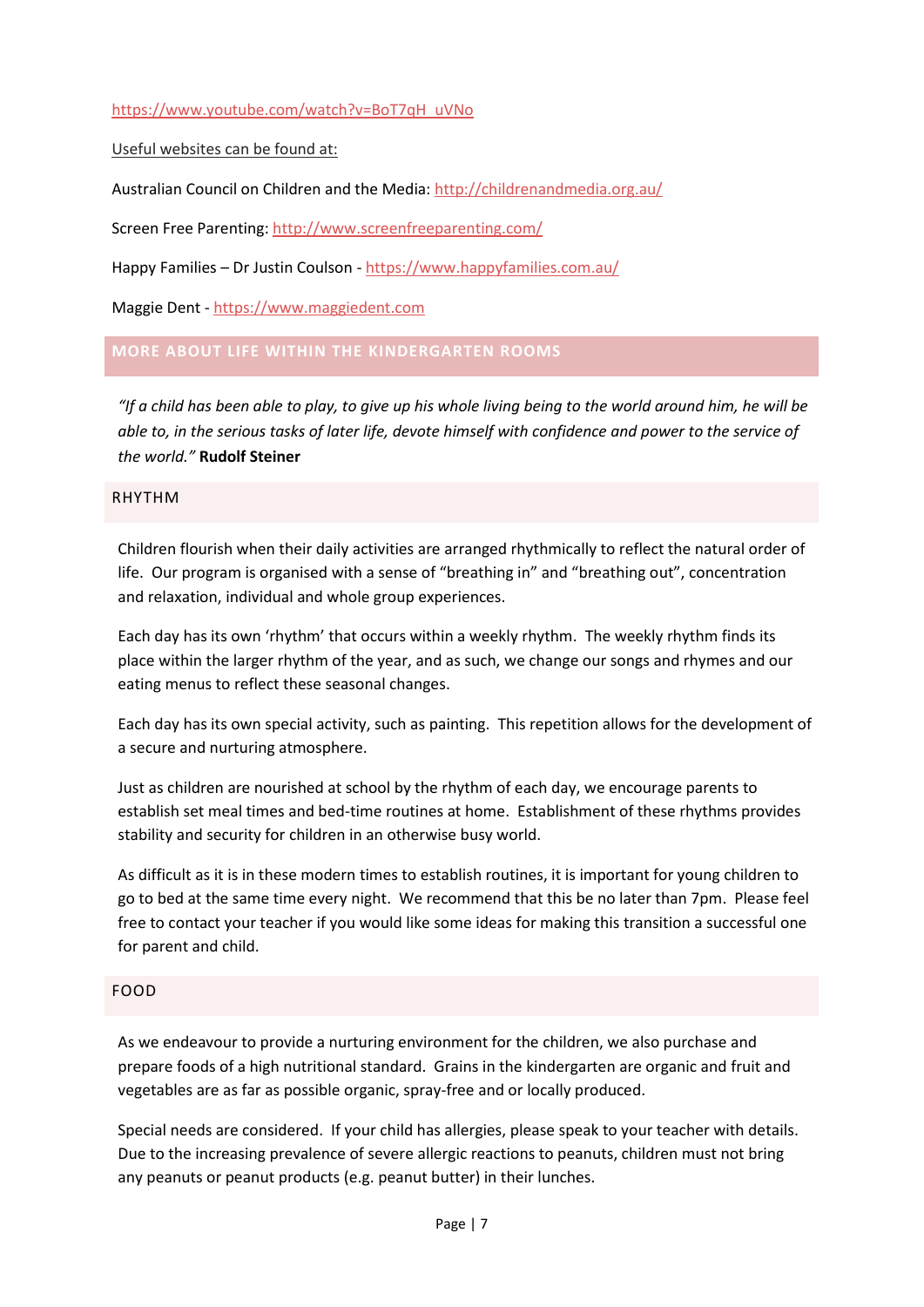https://www.youtube.com/watch?v=BoT7qH_uVNo

Useful websites can be found at:

Australian Council on Children and the Media: http://childrenandmedia.org.au/

Screen Free Parenting: http://www.screenfreeparenting.com/

Happy Families – Dr Justin Coulson - https://www.happyfamilies.com.au/

Maggie Dent - https://www.maggiedent.com

## MORE ABOUT LIFE WITHIN THE KINDERGARTEN ROOMS

*"If a child has been able to play, to give up his whole living being to the world around him, he will be able to, in the serious tasks of later life, devote himself with confidence and power to the service of the world."* **Rudolf Steiner**

### RHYTHM

Children flourish when their daily activities are arranged rhythmically to reflect the natural order of life. Our program is organised with a sense of "breathing in" and "breathing out", concentration and relaxation, individual and whole group experiences.

Each day has its own 'rhythm' that occurs within a weekly rhythm. The weekly rhythm finds its place within the larger rhythm of the year, and as such, we change our songs and rhymes and our eating menus to reflect these seasonal changes.

Each day has its own special activity, such as painting. This repetition allows for the development of a secure and nurturing atmosphere.

Just as children are nourished at school by the rhythm of each day, we encourage parents to establish set meal times and bed-time routines at home. Establishment of these rhythms provides stability and security for children in an otherwise busy world.

As difficult as it is in these modern times to establish routines, it is important for young children to go to bed at the same time every night. We recommend that this be no later than 7pm. Please feel free to contact your teacher if you would like some ideas for making this transition a successful one for parent and child.

### FOOD

As we endeavour to provide a nurturing environment for the children, we also purchase and prepare foods of a high nutritional standard. Grains in the kindergarten are organic and fruit and vegetables are as far as possible organic, spray-free and or locally produced.

Special needs are considered. If your child has allergies, please speak to your teacher with details. Due to the increasing prevalence of severe allergic reactions to peanuts, children must not bring any peanuts or peanut products (e.g. peanut butter) in their lunches.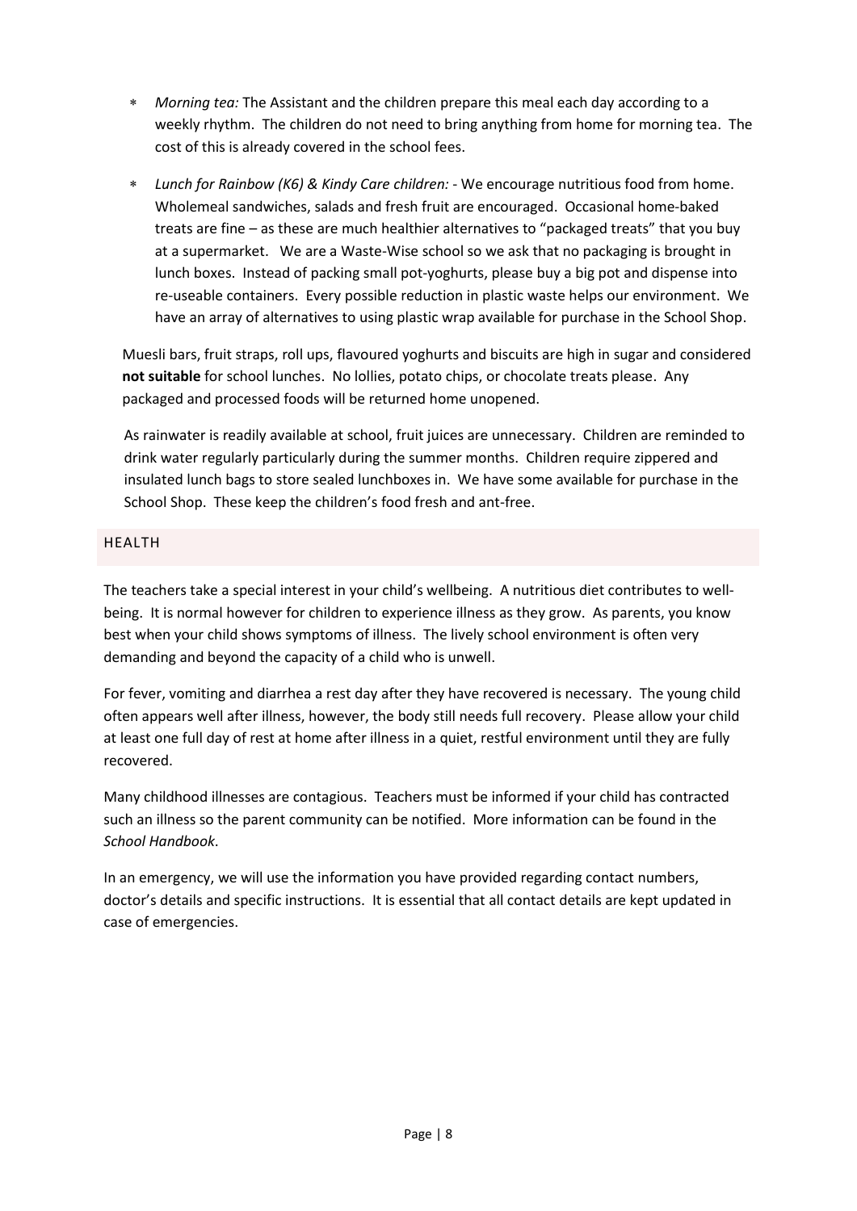- *Morning tea:* The Assistant and the children prepare this meal each day according to a weekly rhythm. The children do not need to bring anything from home for morning tea. The cost of this is already covered in the school fees.

- *Lunch for Rainbow (K6) & Kindy Care children:* - We encourage nutritious food from home. Wholemeal sandwiches, salads and fresh fruit are encouraged. Occasional home-baked treats are fine – as these are much healthier alternatives to "packaged treats" that you buy at a supermarket. We are a Waste-Wise school so we ask that no packaging is brought in lunch boxes. Instead of packing small pot-yoghurts, please buy a big pot and dispense into re-useable containers. Every possible reduction in plastic waste helps our environment. We have an array of alternatives to using plastic wrap available for purchase in the School Shop.

Muesli bars, fruit straps, roll ups, flavoured yoghurts and biscuits are high in sugar and considered **not suitable** for school lunches. No lollies, potato chips, or chocolate treats please. Any packaged and processed foods will be returned home unopened.

As rainwater is readily available at school, fruit juices are unnecessary. Children are reminded to drink water regularly particularly during the summer months. Children require zippered and insulated lunch bags to store sealed lunchboxes in. We have some available for purchase in the School Shop. These keep the children's food fresh and ant-free.

## HEALTH

The teachers take a special interest in your child's wellbeing. A nutritious diet contributes to well-being. It is normal however for children to experience illness as they grow. As parents, you know best when your child shows symptoms of illness. The lively school environment is often very demanding and beyond the capacity of a child who is unwell.

For fever, vomiting and diarrhea a rest day after they have recovered is necessary. The young child often appears well after illness, however, the body still needs full recovery. Please allow your child at least one full day of rest at home after illness in a quiet, restful environment until they are fully recovered.

Many childhood illnesses are contagious. Teachers must be informed if your child has contracted such an illness so the parent community can be notified. More information can be found in the *School Handbook.*

In an emergency, we will use the information you have provided regarding contact numbers, doctor's details and specific instructions. It is essential that all contact details are kept updated in case of emergencies.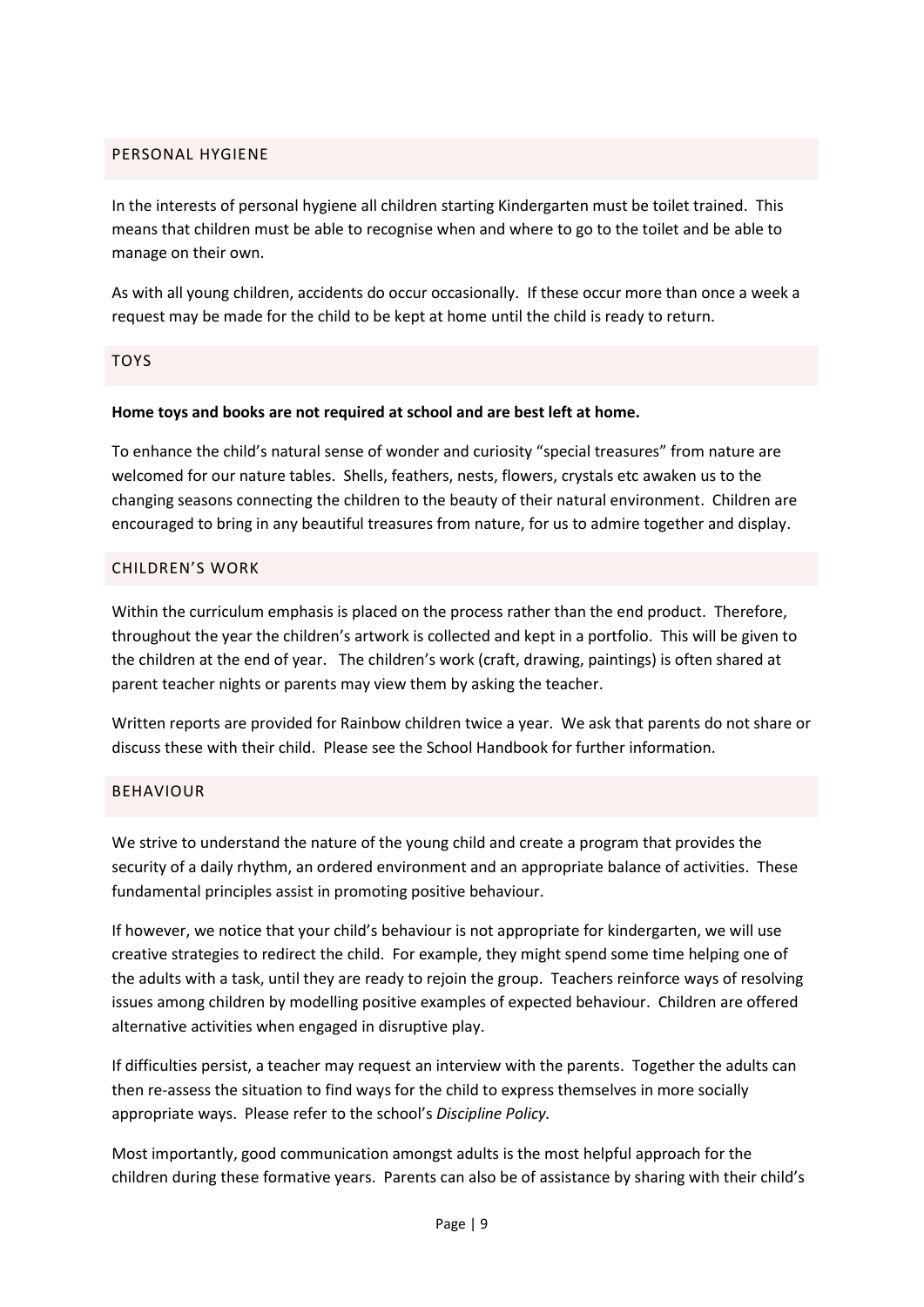## PERSONAL HYGIENE

In the interests of personal hygiene all children starting Kindergarten must be toilet trained. This means that children must be able to recognise when and where to go to the toilet and be able to manage on their own.

As with all young children, accidents do occur occasionally. If these occur more than once a week a request may be made for the child to be kept at home until the child is ready to return.

## TOYS

**Home toys and books are not required at school and are best left at home.**

To enhance the child's natural sense of wonder and curiosity "special treasures" from nature are welcomed for our nature tables. Shells, feathers, nests, flowers, crystals etc awaken us to the changing seasons connecting the children to the beauty of their natural environment. Children are encouraged to bring in any beautiful treasures from nature, for us to admire together and display.

## CHILDREN'S WORK

Within the curriculum emphasis is placed on the process rather than the end product. Therefore, throughout the year the children's artwork is collected and kept in a portfolio. This will be given to the children at the end of year. The children's work (craft, drawing, paintings) is often shared at parent teacher nights or parents may view them by asking the teacher.

Written reports are provided for Rainbow children twice a year. We ask that parents do not share or discuss these with their child. Please see the School Handbook for further information.

## BEHAVIOUR

We strive to understand the nature of the young child and create a program that provides the security of a daily rhythm, an ordered environment and an appropriate balance of activities. These fundamental principles assist in promoting positive behaviour.

If however, we notice that your child's behaviour is not appropriate for kindergarten, we will use creative strategies to redirect the child. For example, they might spend some time helping one of the adults with a task, until they are ready to rejoin the group. Teachers reinforce ways of resolving issues among children by modelling positive examples of expected behaviour. Children are offered alternative activities when engaged in disruptive play.

If difficulties persist, a teacher may request an interview with the parents. Together the adults can then re-assess the situation to find ways for the child to express themselves in more socially appropriate ways. Please refer to the school's *Discipline Policy.*

Most importantly, good communication amongst adults is the most helpful approach for the children during these formative years. Parents can also be of assistance by sharing with their child's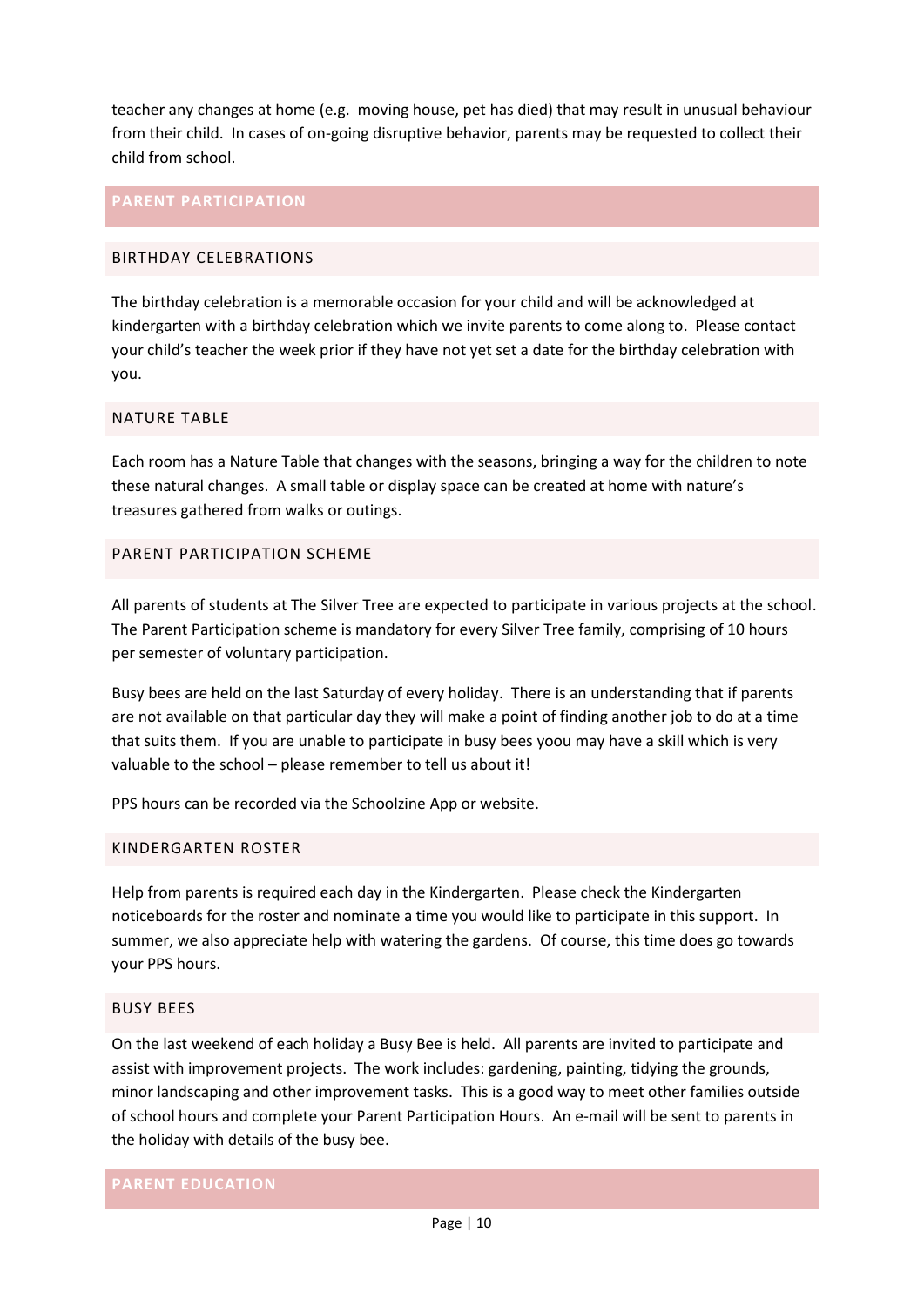teacher any changes at home (e.g. moving house, pet has died) that may result in unusual behaviour from their child. In cases of on-going disruptive behavior, parents may be requested to collect their child from school.

## PARENT PARTICIPATION

### BIRTHDAY CELEBRATIONS

The birthday celebration is a memorable occasion for your child and will be acknowledged at kindergarten with a birthday celebration which we invite parents to come along to. Please contact your child's teacher the week prior if they have not yet set a date for the birthday celebration with you.

### NATURE TABLE

Each room has a Nature Table that changes with the seasons, bringing a way for the children to note these natural changes. A small table or display space can be created at home with nature's treasures gathered from walks or outings.

### PARENT PARTICIPATION SCHEME

All parents of students at The Silver Tree are expected to participate in various projects at the school. The Parent Participation scheme is mandatory for every Silver Tree family, comprising of 10 hours per semester of voluntary participation.

Busy bees are held on the last Saturday of every holiday. There is an understanding that if parents are not available on that particular day they will make a point of finding another job to do at a time that suits them. If you are unable to participate in busy bees yoou may have a skill which is very valuable to the school – please remember to tell us about it!

PPS hours can be recorded via the Schoolzine App or website.

### KINDERGARTEN ROSTER

Help from parents is required each day in the Kindergarten. Please check the Kindergarten noticeboards for the roster and nominate a time you would like to participate in this support. In summer, we also appreciate help with watering the gardens. Of course, this time does go towards your PPS hours.

### BUSY BEES

On the last weekend of each holiday a Busy Bee is held. All parents are invited to participate and assist with improvement projects. The work includes: gardening, painting, tidying the grounds, minor landscaping and other improvement tasks. This is a good way to meet other families outside of school hours and complete your Parent Participation Hours. An e-mail will be sent to parents in the holiday with details of the busy bee.

## PARENT EDUCATION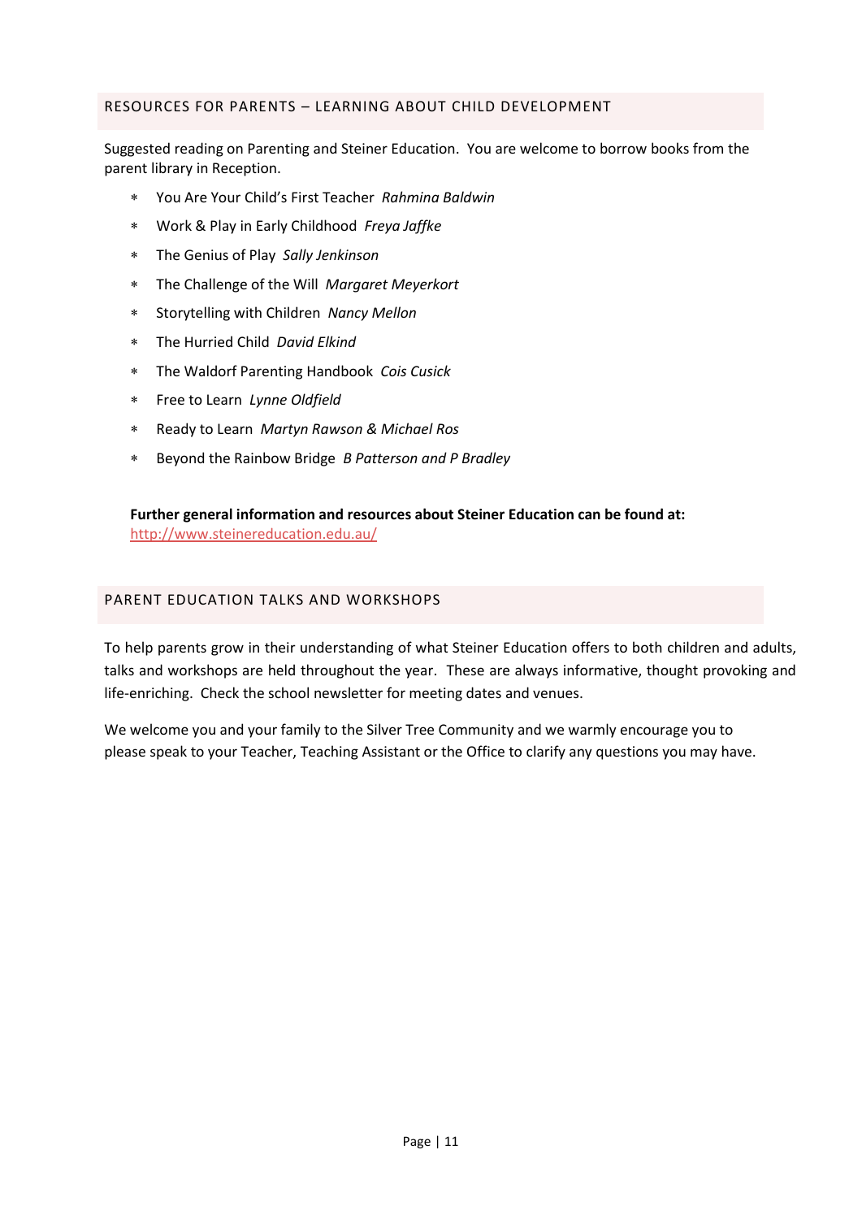## RESOURCES FOR PARENTS – LEARNING ABOUT CHILD DEVELOPMENT

Suggested reading on Parenting and Steiner Education. You are welcome to borrow books from the parent library in Reception.

* You Are Your Child's First Teacher *Rahmina Baldwin*
* Work & Play in Early Childhood *Freya Jaffke*
* The Genius of Play *Sally Jenkinson*
* The Challenge of the Will *Margaret Meyerkort*
* Storytelling with Children *Nancy Mellon*
* The Hurried Child *David Elkind*
* The Waldorf Parenting Handbook *Cois Cusick*
* Free to Learn *Lynne Oldfield*
* Ready to Learn *Martyn Rawson & Michael Ros*
* Beyond the Rainbow Bridge *B Patterson and P Bradley*

**Further general information and resources about Steiner Education can be found at:**
http://www.steinereducation.edu.au/

## PARENT EDUCATION TALKS AND WORKSHOPS

To help parents grow in their understanding of what Steiner Education offers to both children and adults, talks and workshops are held throughout the year. These are always informative, thought provoking and life-enriching. Check the school newsletter for meeting dates and venues.

We welcome you and your family to the Silver Tree Community and we warmly encourage you to please speak to your Teacher, Teaching Assistant or the Office to clarify any questions you may have.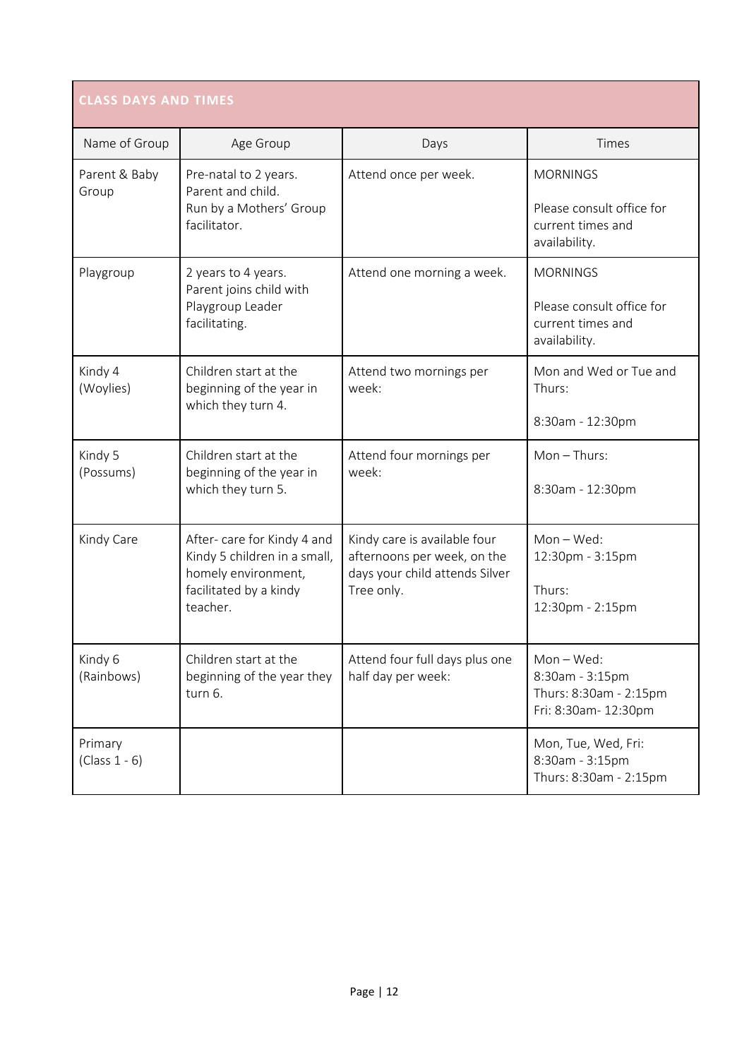## CLASS DAYS AND TIMES

| Name of Group | Age Group | Days | Times |
|---|---|---|---|
| Parent & Baby Group | Pre-natal to 2 years. Parent and child. Run by a Mothers' Group facilitator. | Attend once per week. | MORNINGS<br><br>Please consult office for current times and availability. |
| Playgroup | 2 years to 4 years. Parent joins child with Playgroup Leader facilitating. | Attend one morning a week. | MORNINGS<br><br>Please consult office for current times and availability. |
| Kindy 4 (Woylies) | Children start at the beginning of the year in which they turn 4. | Attend two mornings per week: | Mon and Wed or Tue and Thurs:<br><br>8:30am - 12:30pm |
| Kindy 5 (Possums) | Children start at the beginning of the year in which they turn 5. | Attend four mornings per week: | Mon – Thurs:<br><br>8:30am - 12:30pm |
| Kindy Care | After- care for Kindy 4 and Kindy 5 children in a small, homely environment, facilitated by a kindy teacher. | Kindy care is available four afternoons per week, on the days your child attends Silver Tree only. | Mon – Wed:<br>12:30pm - 3:15pm<br><br>Thurs:<br>12:30pm - 2:15pm |
| Kindy 6 (Rainbows) | Children start at the beginning of the year they turn 6. | Attend four full days plus one half day per week: | Mon – Wed:<br>8:30am - 3:15pm<br>Thurs: 8:30am - 2:15pm<br>Fri: 8:30am- 12:30pm |
| Primary (Class 1 - 6) | | | Mon, Tue, Wed, Fri:<br>8:30am - 3:15pm<br>Thurs: 8:30am - 2:15pm |